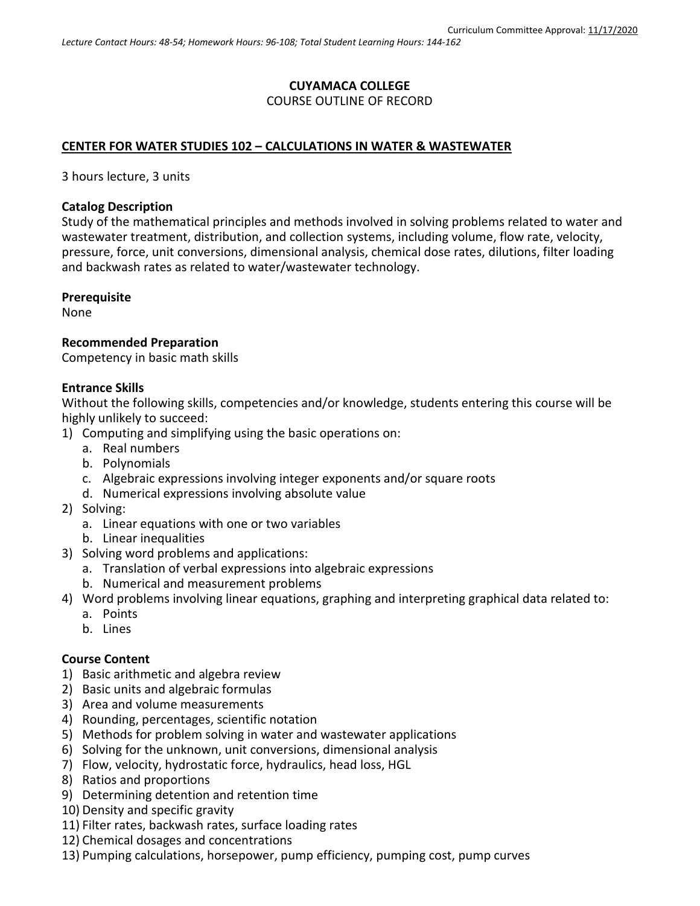Curriculum Committee Approval: 11/17/2020

*Lecture Contact Hours: 48-54; Homework Hours: 96-108; Total Student Learning Hours: 144-162*

**CUYAMACA COLLEGE**

COURSE OUTLINE OF RECORD

**CENTER FOR WATER STUDIES 102 – CALCULATIONS IN WATER & WASTEWATER**

3 hours lecture, 3 units

**Catalog Description**

Study of the mathematical principles and methods involved in solving problems related to water and wastewater treatment, distribution, and collection systems, including volume, flow rate, velocity, pressure, force, unit conversions, dimensional analysis, chemical dose rates, dilutions, filter loading and backwash rates as related to water/wastewater technology.

**Prerequisite**

None

**Recommended Preparation**

Competency in basic math skills

**Entrance Skills**

Without the following skills, competencies and/or knowledge, students entering this course will be highly unlikely to succeed:

1) Computing and simplifying using the basic operations on:
   a. Real numbers
   b. Polynomials
   c. Algebraic expressions involving integer exponents and/or square roots
   d. Numerical expressions involving absolute value
2) Solving:
   a. Linear equations with one or two variables
   b. Linear inequalities
3) Solving word problems and applications:
   a. Translation of verbal expressions into algebraic expressions
   b. Numerical and measurement problems
4) Word problems involving linear equations, graphing and interpreting graphical data related to:
   a. Points
   b. Lines

**Course Content**

1) Basic arithmetic and algebra review
2) Basic units and algebraic formulas
3) Area and volume measurements
4) Rounding, percentages, scientific notation
5) Methods for problem solving in water and wastewater applications
6) Solving for the unknown, unit conversions, dimensional analysis
7) Flow, velocity, hydrostatic force, hydraulics, head loss, HGL
8) Ratios and proportions
9) Determining detention and retention time
10) Density and specific gravity
11) Filter rates, backwash rates, surface loading rates
12) Chemical dosages and concentrations
13) Pumping calculations, horsepower, pump efficiency, pumping cost, pump curves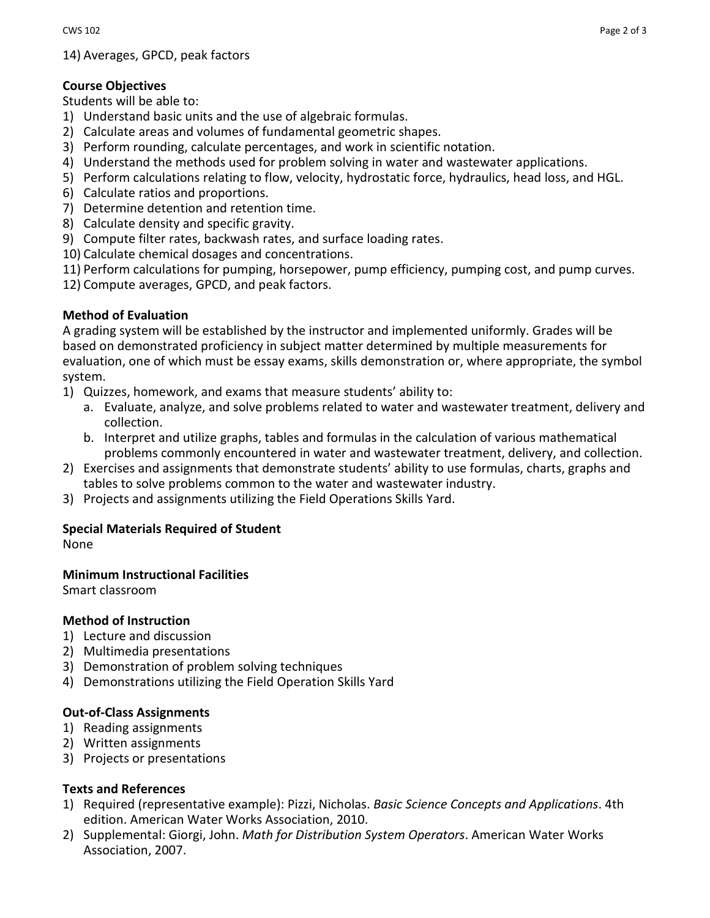14) Averages, GPCD, peak factors

**Course Objectives**

Students will be able to:

1) Understand basic units and the use of algebraic formulas.
2) Calculate areas and volumes of fundamental geometric shapes.
3) Perform rounding, calculate percentages, and work in scientific notation.
4) Understand the methods used for problem solving in water and wastewater applications.
5) Perform calculations relating to flow, velocity, hydrostatic force, hydraulics, head loss, and HGL.
6) Calculate ratios and proportions.
7) Determine detention and retention time.
8) Calculate density and specific gravity.
9) Compute filter rates, backwash rates, and surface loading rates.
10) Calculate chemical dosages and concentrations.
11) Perform calculations for pumping, horsepower, pump efficiency, pumping cost, and pump curves.
12) Compute averages, GPCD, and peak factors.

**Method of Evaluation**

A grading system will be established by the instructor and implemented uniformly. Grades will be based on demonstrated proficiency in subject matter determined by multiple measurements for evaluation, one of which must be essay exams, skills demonstration or, where appropriate, the symbol system.

1) Quizzes, homework, and exams that measure students' ability to:
   a. Evaluate, analyze, and solve problems related to water and wastewater treatment, delivery and collection.
   b. Interpret and utilize graphs, tables and formulas in the calculation of various mathematical problems commonly encountered in water and wastewater treatment, delivery, and collection.
2) Exercises and assignments that demonstrate students' ability to use formulas, charts, graphs and tables to solve problems common to the water and wastewater industry.
3) Projects and assignments utilizing the Field Operations Skills Yard.

**Special Materials Required of Student**

None

**Minimum Instructional Facilities**

Smart classroom

**Method of Instruction**

1) Lecture and discussion
2) Multimedia presentations
3) Demonstration of problem solving techniques
4) Demonstrations utilizing the Field Operation Skills Yard

**Out-of-Class Assignments**

1) Reading assignments
2) Written assignments
3) Projects or presentations

**Texts and References**

1) Required (representative example): Pizzi, Nicholas. *Basic Science Concepts and Applications*. 4th edition. American Water Works Association, 2010.
2) Supplemental: Giorgi, John. *Math for Distribution System Operators*. American Water Works Association, 2007.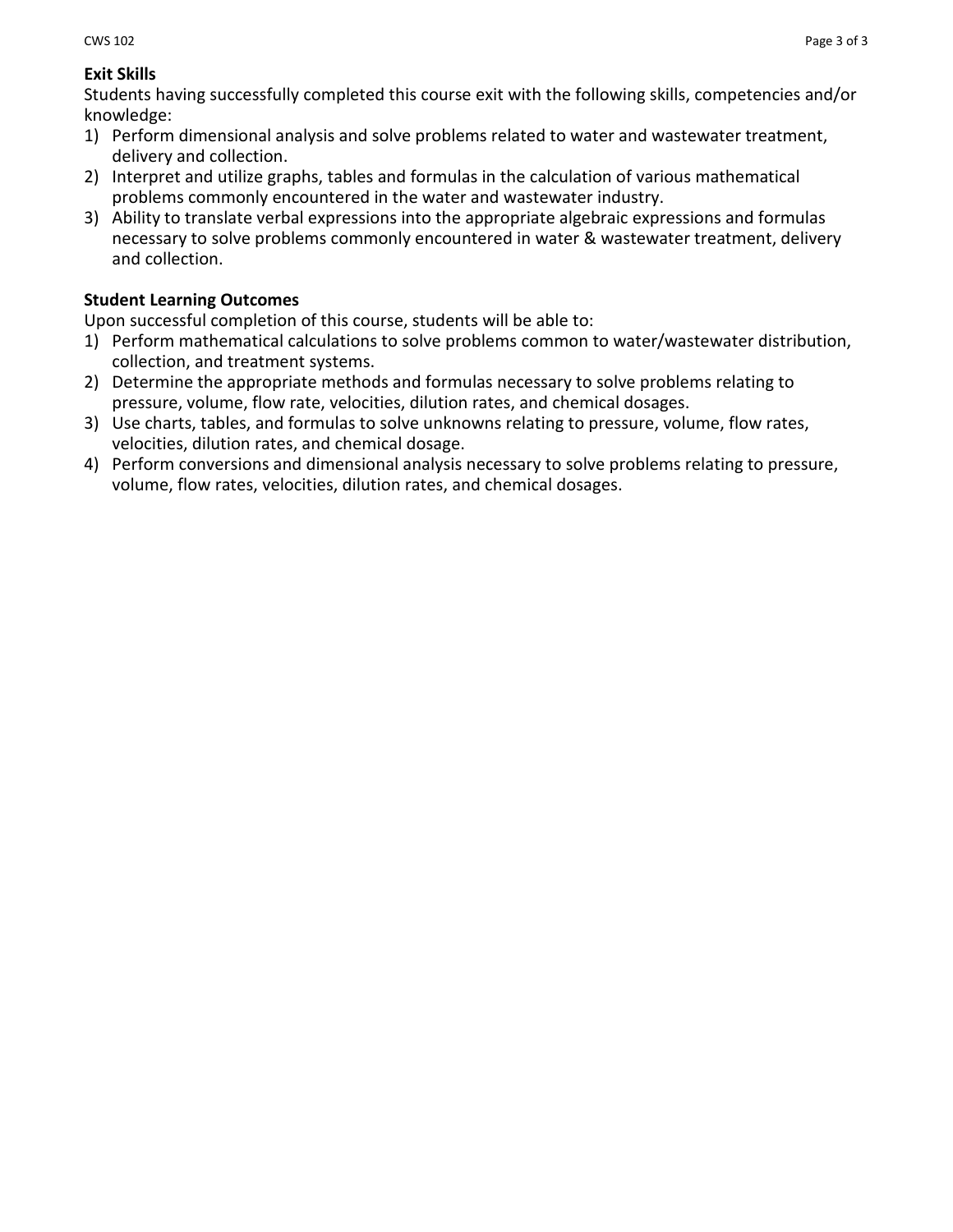**Exit Skills**

Students having successfully completed this course exit with the following skills, competencies and/or knowledge:

1) Perform dimensional analysis and solve problems related to water and wastewater treatment, delivery and collection.
2) Interpret and utilize graphs, tables and formulas in the calculation of various mathematical problems commonly encountered in the water and wastewater industry.
3) Ability to translate verbal expressions into the appropriate algebraic expressions and formulas necessary to solve problems commonly encountered in water & wastewater treatment, delivery and collection.

**Student Learning Outcomes**

Upon successful completion of this course, students will be able to:

1) Perform mathematical calculations to solve problems common to water/wastewater distribution, collection, and treatment systems.
2) Determine the appropriate methods and formulas necessary to solve problems relating to pressure, volume, flow rate, velocities, dilution rates, and chemical dosages.
3) Use charts, tables, and formulas to solve unknowns relating to pressure, volume, flow rates, velocities, dilution rates, and chemical dosage.
4) Perform conversions and dimensional analysis necessary to solve problems relating to pressure, volume, flow rates, velocities, dilution rates, and chemical dosages.